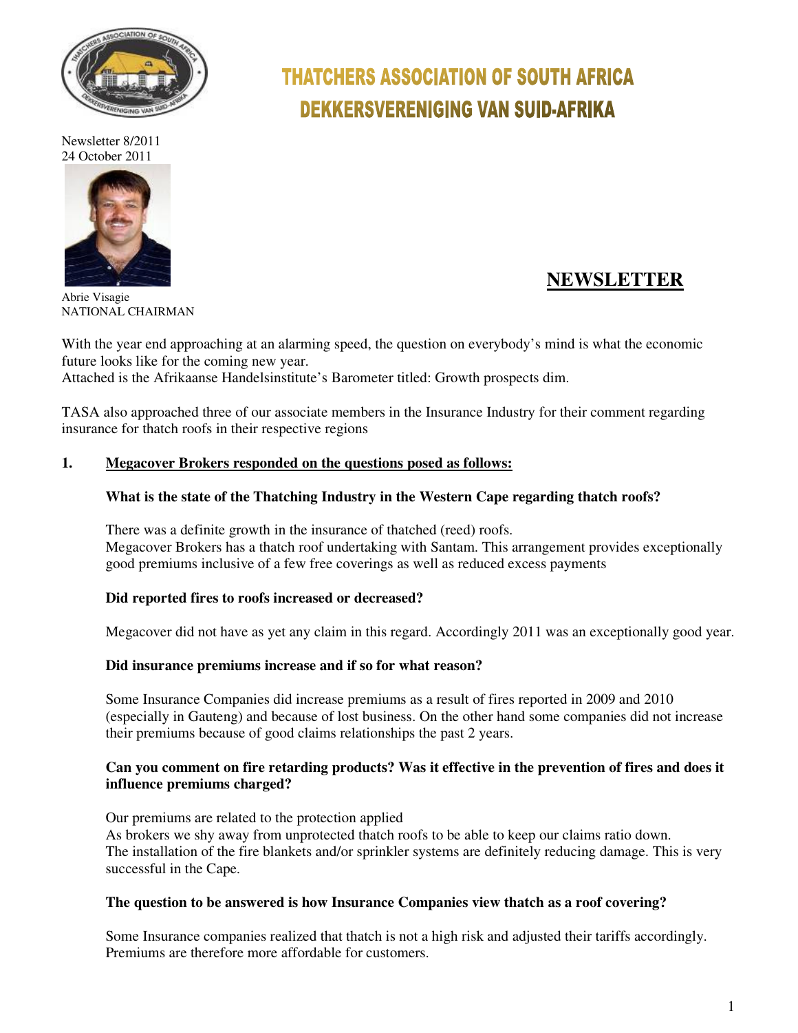# THATCHERS ASSOCIATION OF SOUTH AFRICA
# DEKKERSVERENIGING VAN SUID-AFRIKA

Newsletter 8/2011
24 October 2011

Abrie Visagie
NATIONAL CHAIRMAN

## NEWSLETTER

With the year end approaching at an alarming speed, the question on everybody's mind is what the economic future looks like for the coming new year.
Attached is the Afrikaanse Handelsinstitute's Barometer titled: Growth prospects dim.

TASA also approached three of our associate members in the Insurance Industry for their comment regarding insurance for thatch roofs in their respective regions

### 1. Megacover Brokers responded on the questions posed as follows:

**What is the state of the Thatching Industry in the Western Cape regarding thatch roofs?**

There was a definite growth in the insurance of thatched (reed) roofs.
Megacover Brokers has a thatch roof undertaking with Santam. This arrangement provides exceptionally good premiums inclusive of a few free coverings as well as reduced excess payments

**Did reported fires to roofs increased or decreased?**

Megacover did not have as yet any claim in this regard. Accordingly 2011 was an exceptionally good year.

**Did insurance premiums increase and if so for what reason?**

Some Insurance Companies did increase premiums as a result of fires reported in 2009 and 2010 (especially in Gauteng) and because of lost business. On the other hand some companies did not increase their premiums because of good claims relationships the past 2 years.

**Can you comment on fire retarding products? Was it effective in the prevention of fires and does it influence premiums charged?**

Our premiums are related to the protection applied
As brokers we shy away from unprotected thatch roofs to be able to keep our claims ratio down.
The installation of the fire blankets and/or sprinkler systems are definitely reducing damage. This is very successful in the Cape.

**The question to be answered is how Insurance Companies view thatch as a roof covering?**

Some Insurance companies realized that thatch is not a high risk and adjusted their tariffs accordingly. Premiums are therefore more affordable for customers.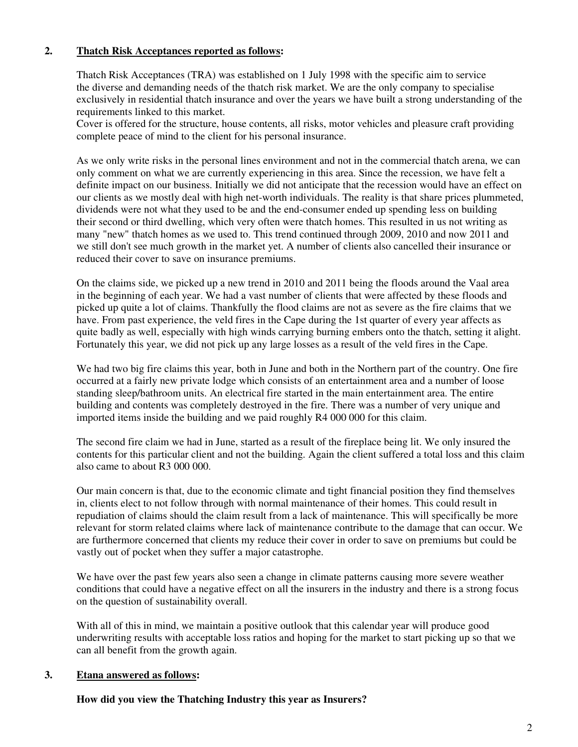## 2. Thatch Risk Acceptances reported as follows:

Thatch Risk Acceptances (TRA) was established on 1 July 1998 with the specific aim to service the diverse and demanding needs of the thatch risk market. We are the only company to specialise exclusively in residential thatch insurance and over the years we have built a strong understanding of the requirements linked to this market.
Cover is offered for the structure, house contents, all risks, motor vehicles and pleasure craft providing complete peace of mind to the client for his personal insurance.

As we only write risks in the personal lines environment and not in the commercial thatch arena, we can only comment on what we are currently experiencing in this area. Since the recession, we have felt a definite impact on our business. Initially we did not anticipate that the recession would have an effect on our clients as we mostly deal with high net-worth individuals. The reality is that share prices plummeted, dividends were not what they used to be and the end-consumer ended up spending less on building their second or third dwelling, which very often were thatch homes. This resulted in us not writing as many "new" thatch homes as we used to. This trend continued through 2009, 2010 and now 2011 and we still don't see much growth in the market yet. A number of clients also cancelled their insurance or reduced their cover to save on insurance premiums.

On the claims side, we picked up a new trend in 2010 and 2011 being the floods around the Vaal area in the beginning of each year. We had a vast number of clients that were affected by these floods and picked up quite a lot of claims. Thankfully the flood claims are not as severe as the fire claims that we have. From past experience, the veld fires in the Cape during the 1st quarter of every year affects as quite badly as well, especially with high winds carrying burning embers onto the thatch, setting it alight. Fortunately this year, we did not pick up any large losses as a result of the veld fires in the Cape.

We had two big fire claims this year, both in June and both in the Northern part of the country. One fire occurred at a fairly new private lodge which consists of an entertainment area and a number of loose standing sleep/bathroom units. An electrical fire started in the main entertainment area. The entire building and contents was completely destroyed in the fire. There was a number of very unique and imported items inside the building and we paid roughly R4 000 000 for this claim.

The second fire claim we had in June, started as a result of the fireplace being lit. We only insured the contents for this particular client and not the building. Again the client suffered a total loss and this claim also came to about R3 000 000.

Our main concern is that, due to the economic climate and tight financial position they find themselves in, clients elect to not follow through with normal maintenance of their homes. This could result in repudiation of claims should the claim result from a lack of maintenance. This will specifically be more relevant for storm related claims where lack of maintenance contribute to the damage that can occur. We are furthermore concerned that clients my reduce their cover in order to save on premiums but could be vastly out of pocket when they suffer a major catastrophe.

We have over the past few years also seen a change in climate patterns causing more severe weather conditions that could have a negative effect on all the insurers in the industry and there is a strong focus on the question of sustainability overall.

With all of this in mind, we maintain a positive outlook that this calendar year will produce good underwriting results with acceptable loss ratios and hoping for the market to start picking up so that we can all benefit from the growth again.

## 3. Etana answered as follows:

**How did you view the Thatching Industry this year as Insurers?**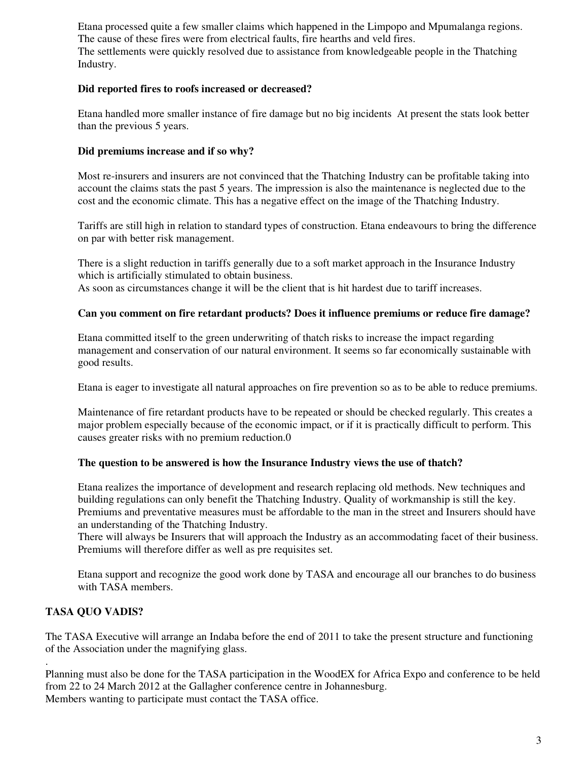Etana processed quite a few smaller claims which happened in the Limpopo and Mpumalanga regions. The cause of these fires were from electrical faults, fire hearths and veld fires.
The settlements were quickly resolved due to assistance from knowledgeable people in the Thatching Industry.

**Did reported fires to roofs increased or decreased?**

Etana handled more smaller instance of fire damage but no big incidents At present the stats look better than the previous 5 years.

**Did premiums increase and if so why?**

Most re-insurers and insurers are not convinced that the Thatching Industry can be profitable taking into account the claims stats the past 5 years. The impression is also the maintenance is neglected due to the cost and the economic climate. This has a negative effect on the image of the Thatching Industry.

Tariffs are still high in relation to standard types of construction. Etana endeavours to bring the difference on par with better risk management.

There is a slight reduction in tariffs generally due to a soft market approach in the Insurance Industry which is artificially stimulated to obtain business.
As soon as circumstances change it will be the client that is hit hardest due to tariff increases.

**Can you comment on fire retardant products? Does it influence premiums or reduce fire damage?**

Etana committed itself to the green underwriting of thatch risks to increase the impact regarding management and conservation of our natural environment. It seems so far economically sustainable with good results.

Etana is eager to investigate all natural approaches on fire prevention so as to be able to reduce premiums.

Maintenance of fire retardant products have to be repeated or should be checked regularly. This creates a major problem especially because of the economic impact, or if it is practically difficult to perform. This causes greater risks with no premium reduction.0

**The question to be answered is how the Insurance Industry views the use of thatch?**

Etana realizes the importance of development and research replacing old methods. New techniques and building regulations can only benefit the Thatching Industry. Quality of workmanship is still the key. Premiums and preventative measures must be affordable to the man in the street and Insurers should have an understanding of the Thatching Industry.
There will always be Insurers that will approach the Industry as an accommodating facet of their business. Premiums will therefore differ as well as pre requisites set.

Etana support and recognize the good work done by TASA and encourage all our branches to do business with TASA members.

## TASA QUO VADIS?

The TASA Executive will arrange an Indaba before the end of 2011 to take the present structure and functioning of the Association under the magnifying glass.

.
Planning must also be done for the TASA participation in the WoodEX for Africa Expo and conference to be held from 22 to 24 March 2012 at the Gallagher conference centre in Johannesburg.
Members wanting to participate must contact the TASA office.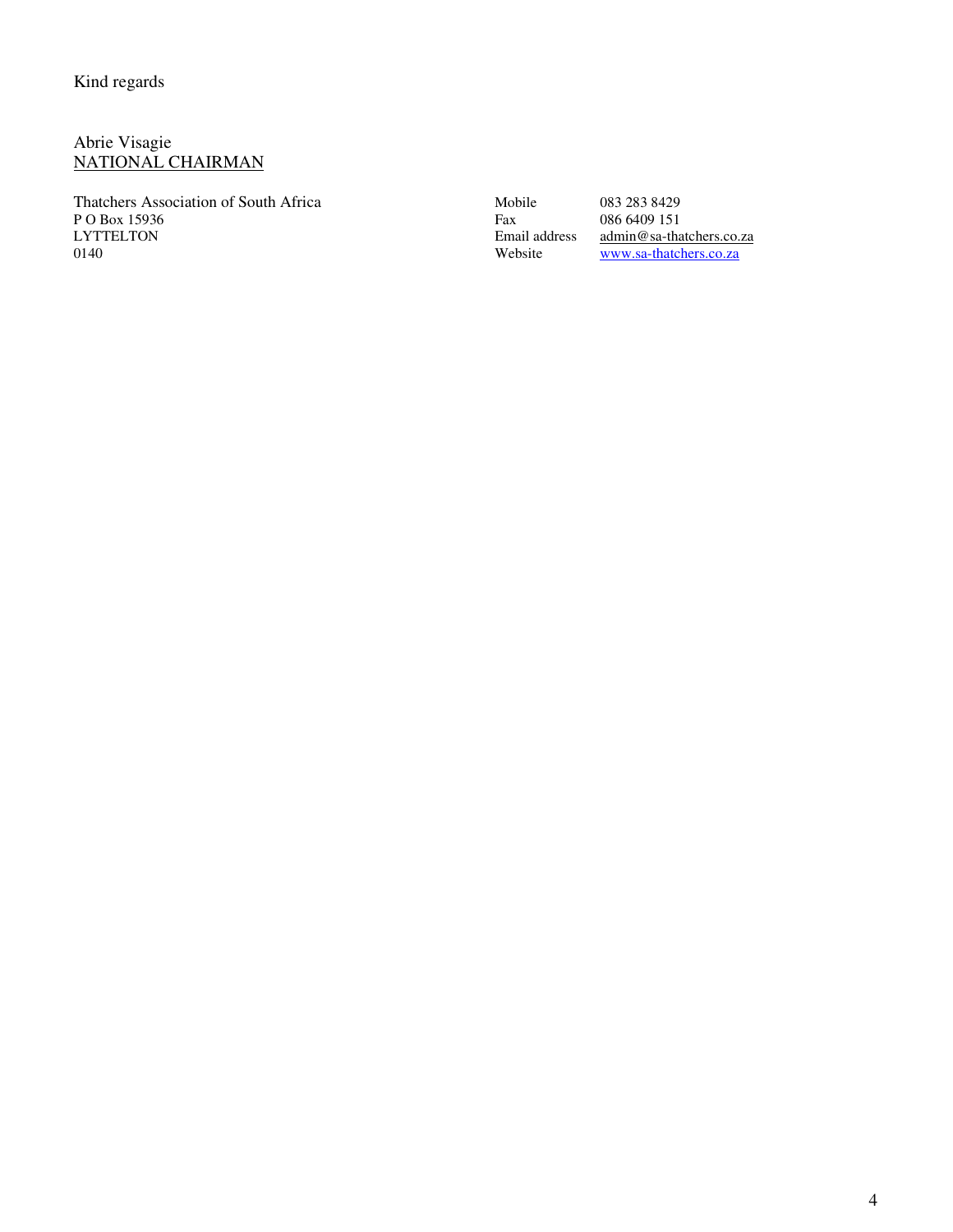Kind regards

Abrie Visagie
NATIONAL CHAIRMAN

Thatchers Association of South Africa
P O Box 15936
LYTTELTON
0140

Mobile 083 283 8429
Fax 086 6409 151
Email address admin@sa-thatchers.co.za
Website www.sa-thatchers.co.za